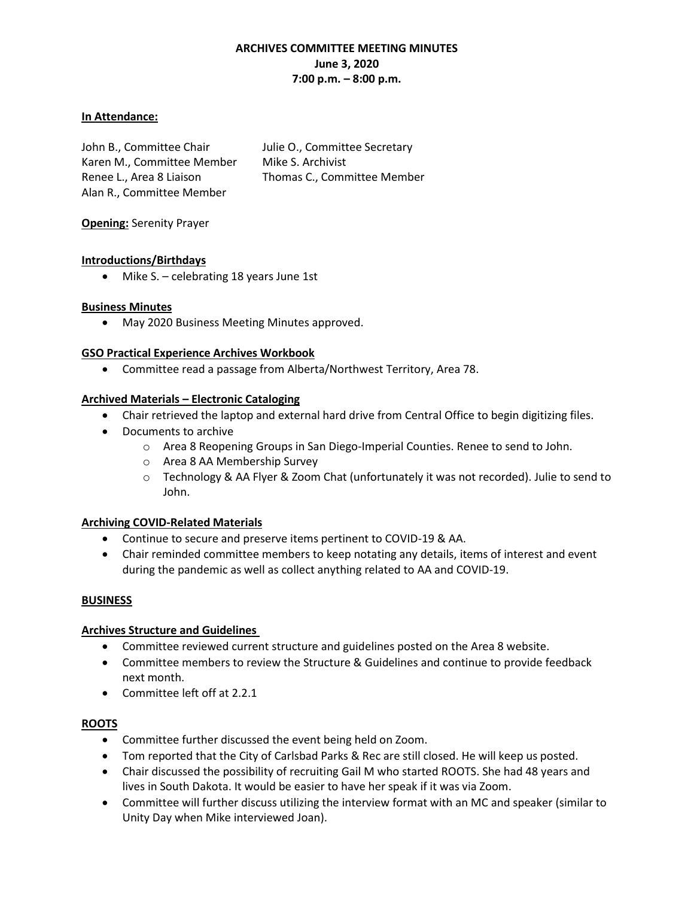# ARCHIVES COMMITTEE MEETING MINUTES

**June 3, 2020**

**7:00 p.m. – 8:00 p.m.**

**In Attendance:**

John B., Committee Chair
Julie O., Committee Secretary
Karen M., Committee Member
Mike S. Archivist
Renee L., Area 8 Liaison
Thomas C., Committee Member
Alan R., Committee Member

**Opening:** Serenity Prayer

**Introductions/Birthdays**

- Mike S. – celebrating 18 years June 1st

**Business Minutes**

- May 2020 Business Meeting Minutes approved.

**GSO Practical Experience Archives Workbook**

- Committee read a passage from Alberta/Northwest Territory, Area 78.

**Archived Materials – Electronic Cataloging**

- Chair retrieved the laptop and external hard drive from Central Office to begin digitizing files.
- Documents to archive
  - Area 8 Reopening Groups in San Diego-Imperial Counties. Renee to send to John.
  - Area 8 AA Membership Survey
  - Technology & AA Flyer & Zoom Chat (unfortunately it was not recorded). Julie to send to John.

**Archiving COVID-Related Materials**

- Continue to secure and preserve items pertinent to COVID-19 & AA.
- Chair reminded committee members to keep notating any details, items of interest and event during the pandemic as well as collect anything related to AA and COVID-19.

**BUSINESS**

**Archives Structure and Guidelines**

- Committee reviewed current structure and guidelines posted on the Area 8 website.
- Committee members to review the Structure & Guidelines and continue to provide feedback next month.
- Committee left off at 2.2.1

**ROOTS**

- Committee further discussed the event being held on Zoom.
- Tom reported that the City of Carlsbad Parks & Rec are still closed. He will keep us posted.
- Chair discussed the possibility of recruiting Gail M who started ROOTS. She had 48 years and lives in South Dakota. It would be easier to have her speak if it was via Zoom.
- Committee will further discuss utilizing the interview format with an MC and speaker (similar to Unity Day when Mike interviewed Joan).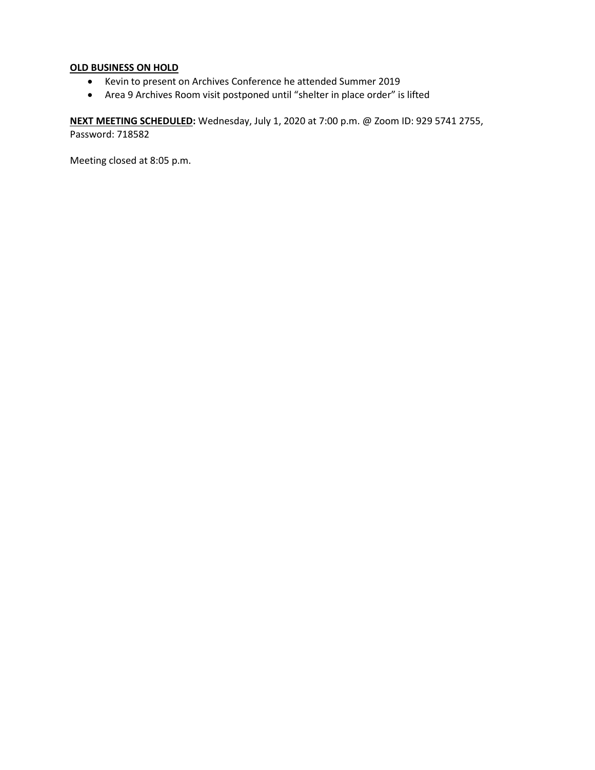**OLD BUSINESS ON HOLD**

- Kevin to present on Archives Conference he attended Summer 2019
- Area 9 Archives Room visit postponed until "shelter in place order" is lifted

**NEXT MEETING SCHEDULED:** Wednesday, July 1, 2020 at 7:00 p.m. @ Zoom ID: 929 5741 2755, Password: 718582

Meeting closed at 8:05 p.m.